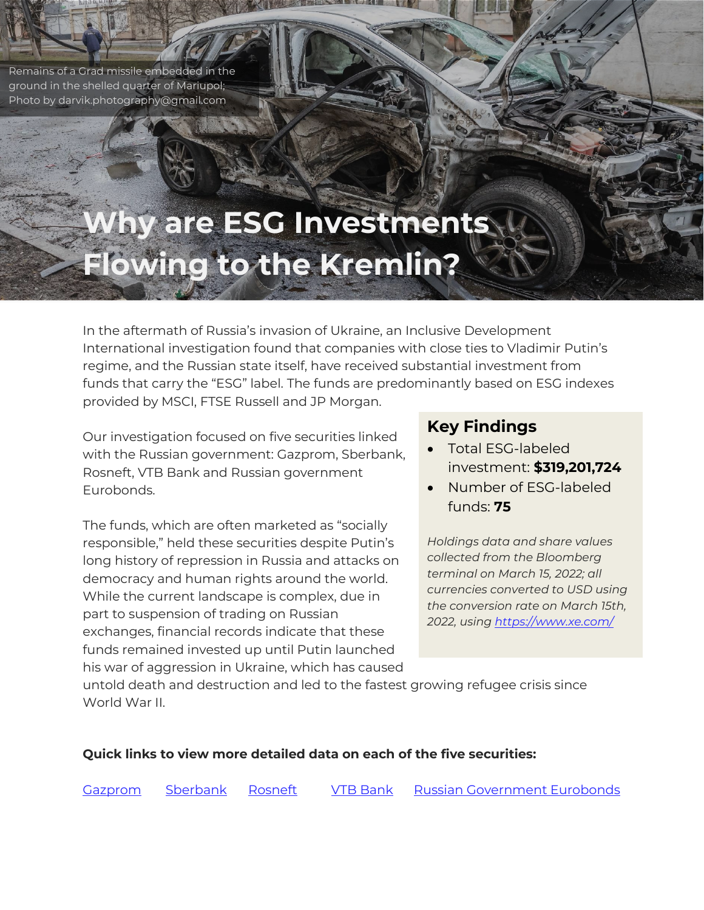Remains of a Grad missile embedded in the ground in the shelled quarter of Mariupol; Photo by darvik.photography@gmail.com

# Why are ESG Investments Flowing to the Kremlin?

In the aftermath of Russia's invasion of Ukraine, an Inclusive Development International investigation found that companies with close ties to Vladimir Putin's regime, and the Russian state itself, have received substantial investment from funds that carry the "ESG" label. The funds are predominantly based on ESG indexes provided by MSCI, FTSE Russell and JP Morgan.

Our investigation focused on five securities linked with the Russian government: Gazprom, Sberbank, Rosneft, VTB Bank and Russian government Eurobonds.

The funds, which are often marketed as "socially responsible," held these securities despite Putin's long history of repression in Russia and attacks on democracy and human rights around the world. While the current landscape is complex, due in part to suspension of trading on Russian exchanges, financial records indicate that these funds remained invested up until Putin launched his war of aggression in Ukraine, which has caused untold death and destruction and led to the fastest growing refugee crisis since World War II.

## Key Findings

- Total ESG-labeled investment: **$319,201,724**
- Number of ESG-labeled funds: **75**

*Holdings data and share values collected from the Bloomberg terminal on March 15, 2022; all currencies converted to USD using the conversion rate on March 15th, 2022, using https://www.xe.com/*

**Quick links to view more detailed data on each of the five securities:**

Gazprom   Sberbank   Rosneft   VTB Bank   Russian Government Eurobonds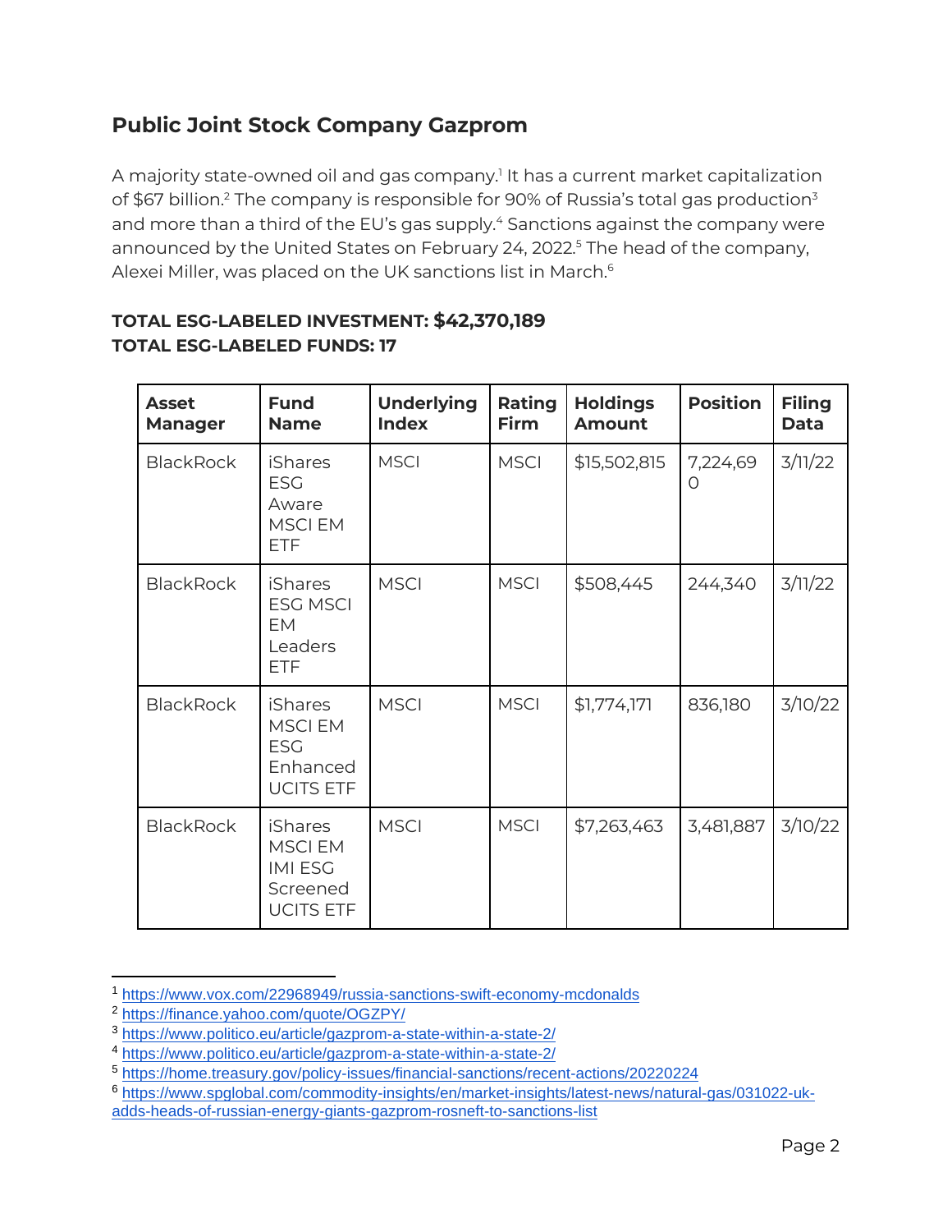## Public Joint Stock Company Gazprom

A majority state-owned oil and gas company.[1] It has a current market capitalization of $67 billion.[2] The company is responsible for 90% of Russia's total gas production[3] and more than a third of the EU's gas supply.[4] Sanctions against the company were announced by the United States on February 24, 2022.[5] The head of the company, Alexei Miller, was placed on the UK sanctions list in March.[6]

**TOTAL ESG-LABELED INVESTMENT: $42,370,189**
**TOTAL ESG-LABELED FUNDS: 17**

| Asset Manager | Fund Name | Underlying Index | Rating Firm | Holdings Amount | Position | Filing Data |
|---|---|---|---|---|---|---|
| BlackRock | iShares ESG Aware MSCI EM ETF | MSCI | MSCI | $15,502,815 | 7,224,690 | 3/11/22 |
| BlackRock | iShares ESG MSCI EM Leaders ETF | MSCI | MSCI | $508,445 | 244,340 | 3/11/22 |
| BlackRock | iShares MSCI EM ESG Enhanced UCITS ETF | MSCI | MSCI | $1,774,171 | 836,180 | 3/10/22 |
| BlackRock | iShares MSCI EM IMI ESG Screened UCITS ETF | MSCI | MSCI | $7,263,463 | 3,481,887 | 3/10/22 |

[1] https://www.vox.com/22968949/russia-sanctions-swift-economy-mcdonalds
[2] https://finance.yahoo.com/quote/OGZPY/
[3] https://www.politico.eu/article/gazprom-a-state-within-a-state-2/
[4] https://www.politico.eu/article/gazprom-a-state-within-a-state-2/
[5] https://home.treasury.gov/policy-issues/financial-sanctions/recent-actions/20220224
[6] https://www.spglobal.com/commodity-insights/en/market-insights/latest-news/natural-gas/031022-uk-adds-heads-of-russian-energy-giants-gazprom-rosneft-to-sanctions-list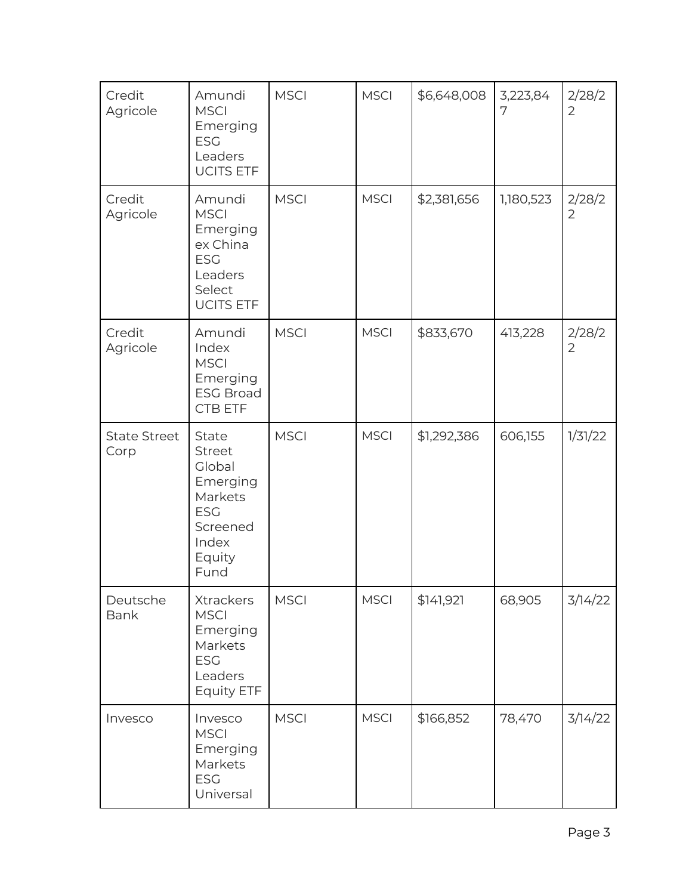| Credit Agricole | Amundi MSCI Emerging ESG Leaders UCITS ETF | MSCI | MSCI | $6,648,008 | 3,223,847 | 2/28/22 |
|---|---|---|---|---|---|---|
| Credit Agricole | Amundi MSCI Emerging ex China ESG Leaders Select UCITS ETF | MSCI | MSCI | $2,381,656 | 1,180,523 | 2/28/22 |
| Credit Agricole | Amundi Index MSCI Emerging ESG Broad CTB ETF | MSCI | MSCI | $833,670 | 413,228 | 2/28/22 |
| State Street Corp | State Street Global Emerging Markets ESG Screened Index Equity Fund | MSCI | MSCI | $1,292,386 | 606,155 | 1/31/22 |
| Deutsche Bank | Xtrackers MSCI Emerging Markets ESG Leaders Equity ETF | MSCI | MSCI | $141,921 | 68,905 | 3/14/22 |
| Invesco | Invesco MSCI Emerging Markets ESG Universal | MSCI | MSCI | $166,852 | 78,470 | 3/14/22 |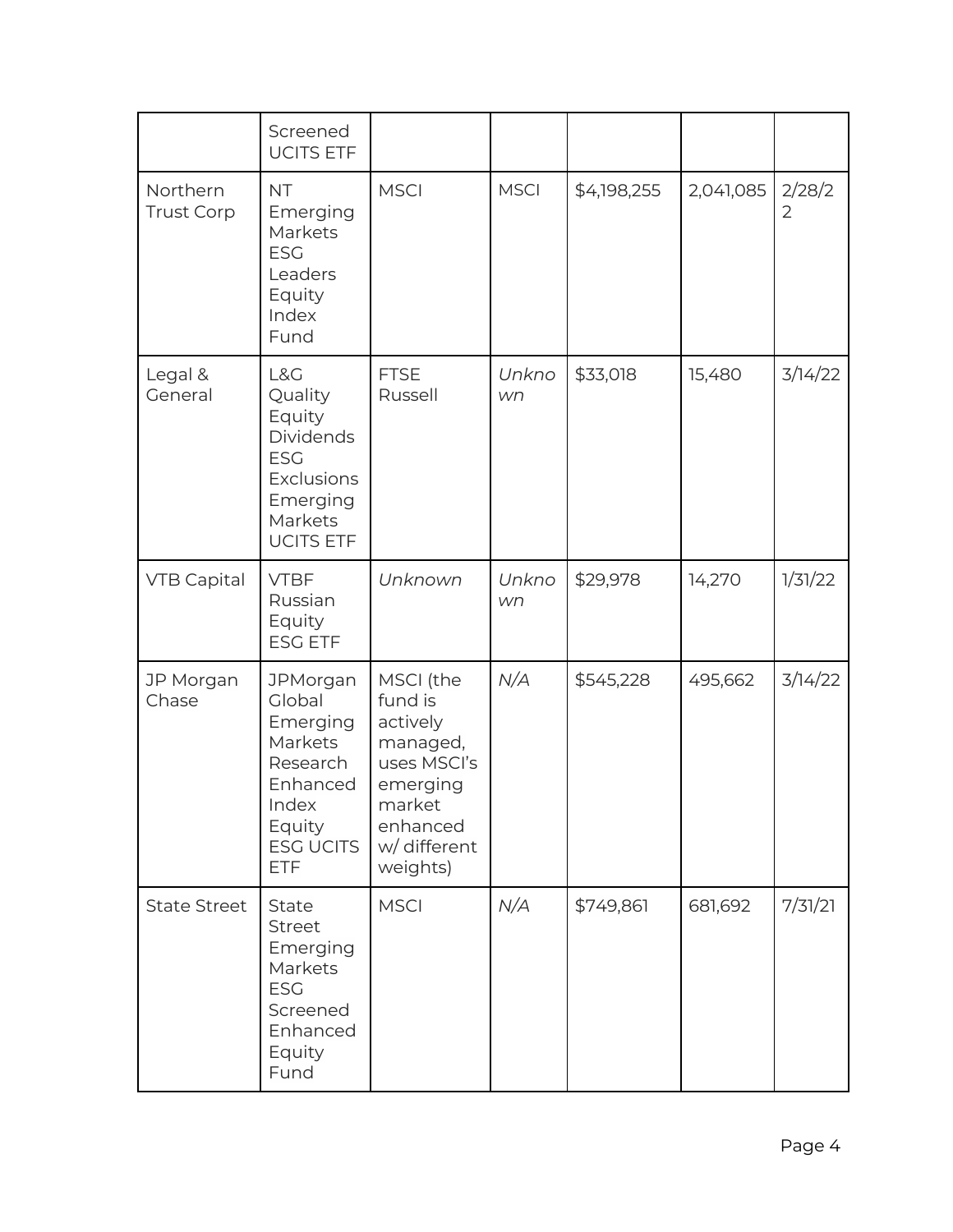| | | | | | | |
|---|---|---|---|---|---|---|
| | Screened UCITS ETF | | | | | |
| Northern Trust Corp | NT Emerging Markets ESG Leaders Equity Index Fund | MSCI | MSCI | $4,198,255 | 2,041,085 | 2/28/22 |
| Legal & General | L&G Quality Equity Dividends ESG Exclusions Emerging Markets UCITS ETF | FTSE Russell | *Unknown* | $33,018 | 15,480 | 3/14/22 |
| VTB Capital | VTBF Russian Equity ESG ETF | *Unknown* | *Unknown* | $29,978 | 14,270 | 1/31/22 |
| JP Morgan Chase | JPMorgan Global Emerging Markets Research Enhanced Index Equity ESG UCITS ETF | MSCI (the fund is actively managed, uses MSCI's emerging market enhanced w/ different weights) | *N/A* | $545,228 | 495,662 | 3/14/22 |
| State Street | State Street Emerging Markets ESG Screened Enhanced Equity Fund | MSCI | *N/A* | $749,861 | 681,692 | 7/31/21 |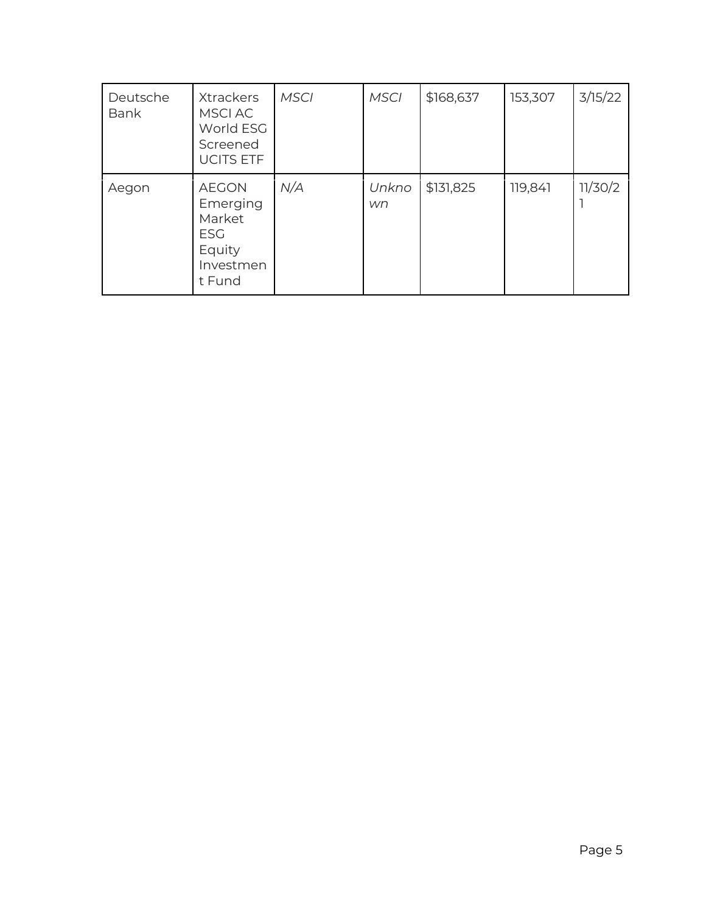| | | | | | | |
|---|---|---|---|---|---|---|
| Deutsche Bank | Xtrackers MSCI AC World ESG Screened UCITS ETF | *MSCI* | *MSCI* | $168,637 | 153,307 | 3/15/22 |
| Aegon | AEGON Emerging Market ESG Equity Investment Fund | *N/A* | *Unknown* | $131,825 | 119,841 | 11/30/21 |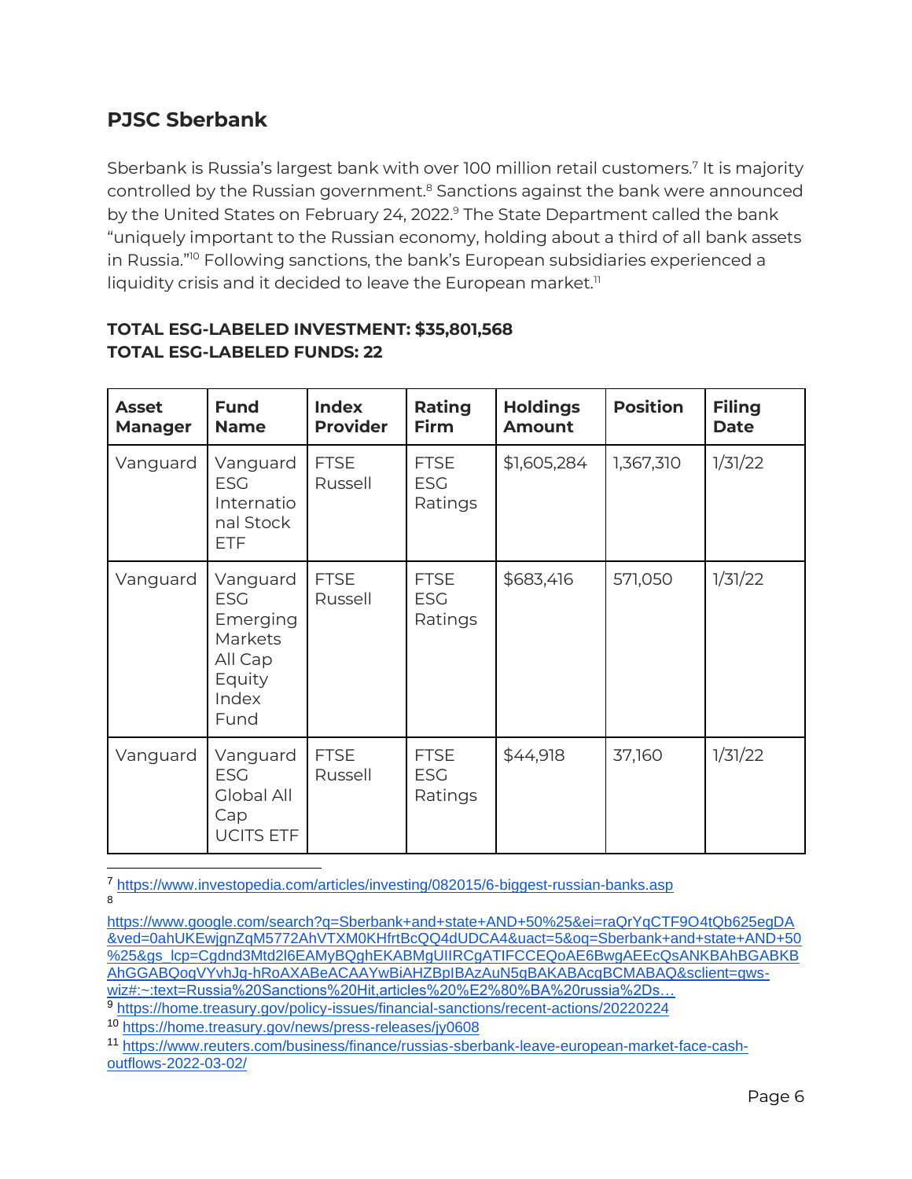## PJSC Sberbank

Sberbank is Russia's largest bank with over 100 million retail customers.[7] It is majority controlled by the Russian government.[8] Sanctions against the bank were announced by the United States on February 24, 2022.[9] The State Department called the bank "uniquely important to the Russian economy, holding about a third of all bank assets in Russia."[10] Following sanctions, the bank's European subsidiaries experienced a liquidity crisis and it decided to leave the European market.[11]

**TOTAL ESG-LABELED INVESTMENT: $35,801,568**
**TOTAL ESG-LABELED FUNDS: 22**

| Asset Manager | Fund Name | Index Provider | Rating Firm | Holdings Amount | Position | Filing Date |
|---|---|---|---|---|---|---|
| Vanguard | Vanguard ESG International Stock ETF | FTSE Russell | FTSE ESG Ratings | $1,605,284 | 1,367,310 | 1/31/22 |
| Vanguard | Vanguard ESG Emerging Markets All Cap Equity Index Fund | FTSE Russell | FTSE ESG Ratings | $683,416 | 571,050 | 1/31/22 |
| Vanguard | Vanguard ESG Global All Cap UCITS ETF | FTSE Russell | FTSE ESG Ratings | $44,918 | 37,160 | 1/31/22 |

[7] https://www.investopedia.com/articles/investing/082015/6-biggest-russian-banks.asp

[8] https://www.google.com/search?q=Sberbank+and+state+AND+50%25&ei=raQrYqCTF9O4tQb625egDA&ved=0ahUKEwjgnZqM5772AhVTXM0KHfrtBcQQ4dUDCA4&uact=5&oq=Sberbank+and+state+AND+50%25&gs_lcp=Cgdnd3Mtd2l6EAMyBQghEKABMgUIIRCgATIFCCEQoAE6BwgAEEcQsANKBAhBGABKBAhGGABQogVYvhJg-hRoAXABeACAAYwBiAHZBplBAzAuN5gBAKABAcgBCMABAQ&sclient=gws-wiz#:~:text=Russia%20Sanctions%20Hit,articles%20%E2%80%BA%20russia%2Ds…

[9] https://home.treasury.gov/policy-issues/financial-sanctions/recent-actions/20220224

[10] https://home.treasury.gov/news/press-releases/jy0608

[11] https://www.reuters.com/business/finance/russias-sberbank-leave-european-market-face-cash-outflows-2022-03-02/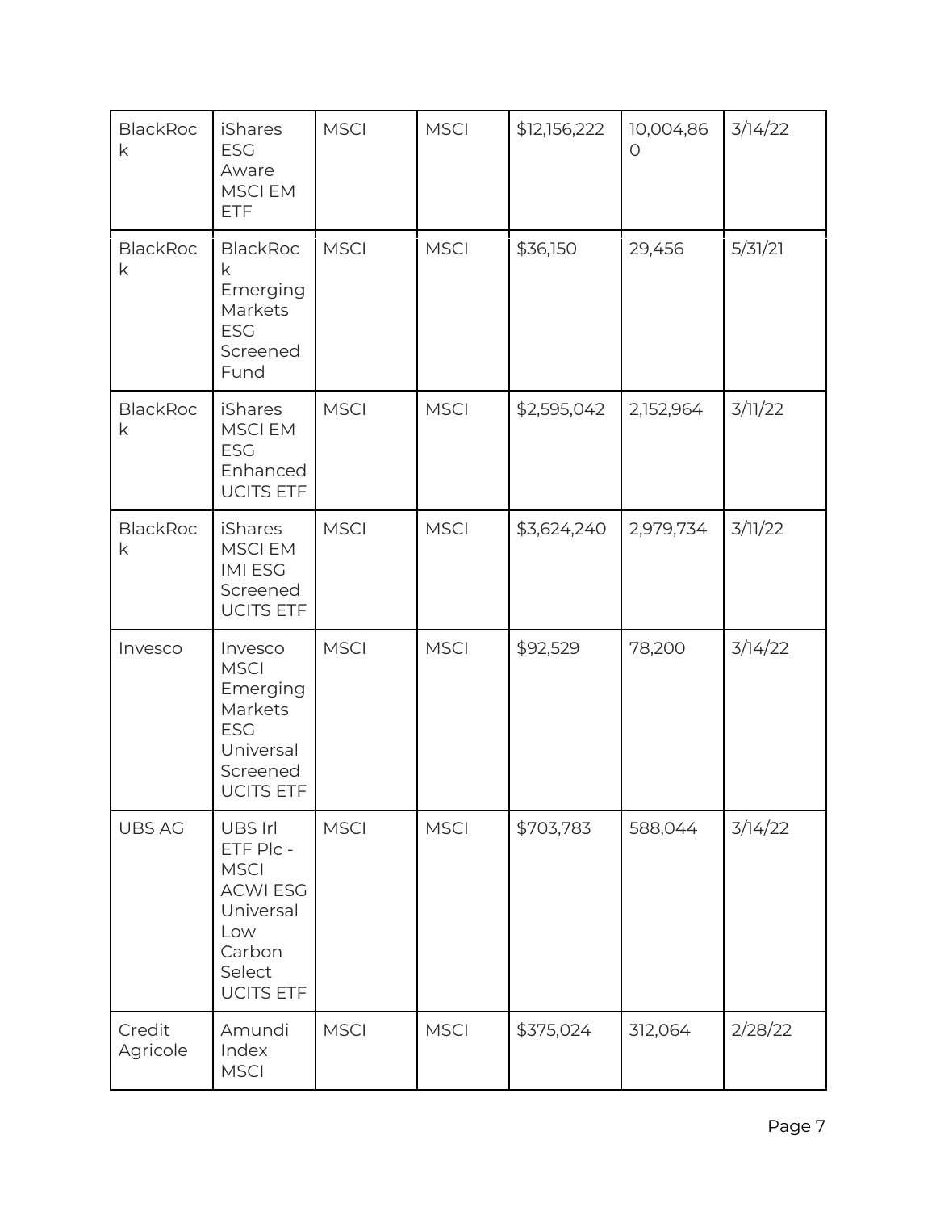| BlackRock | iShares ESG Aware MSCI EM ETF | MSCI | MSCI | $12,156,222 | 10,004,860 | 3/14/22 |
|---|---|---|---|---|---|---|
| BlackRock | BlackRock Emerging Markets ESG Screened Fund | MSCI | MSCI | $36,150 | 29,456 | 5/31/21 |
| BlackRock | iShares MSCI EM ESG Enhanced UCITS ETF | MSCI | MSCI | $2,595,042 | 2,152,964 | 3/11/22 |
| BlackRock | iShares MSCI EM IMI ESG Screened UCITS ETF | MSCI | MSCI | $3,624,240 | 2,979,734 | 3/11/22 |
| Invesco | Invesco MSCI Emerging Markets ESG Universal Screened UCITS ETF | MSCI | MSCI | $92,529 | 78,200 | 3/14/22 |
| UBS AG | UBS Irl ETF Plc - MSCI ACWI ESG Universal Low Carbon Select UCITS ETF | MSCI | MSCI | $703,783 | 588,044 | 3/14/22 |
| Credit Agricole | Amundi Index MSCI | MSCI | MSCI | $375,024 | 312,064 | 2/28/22 |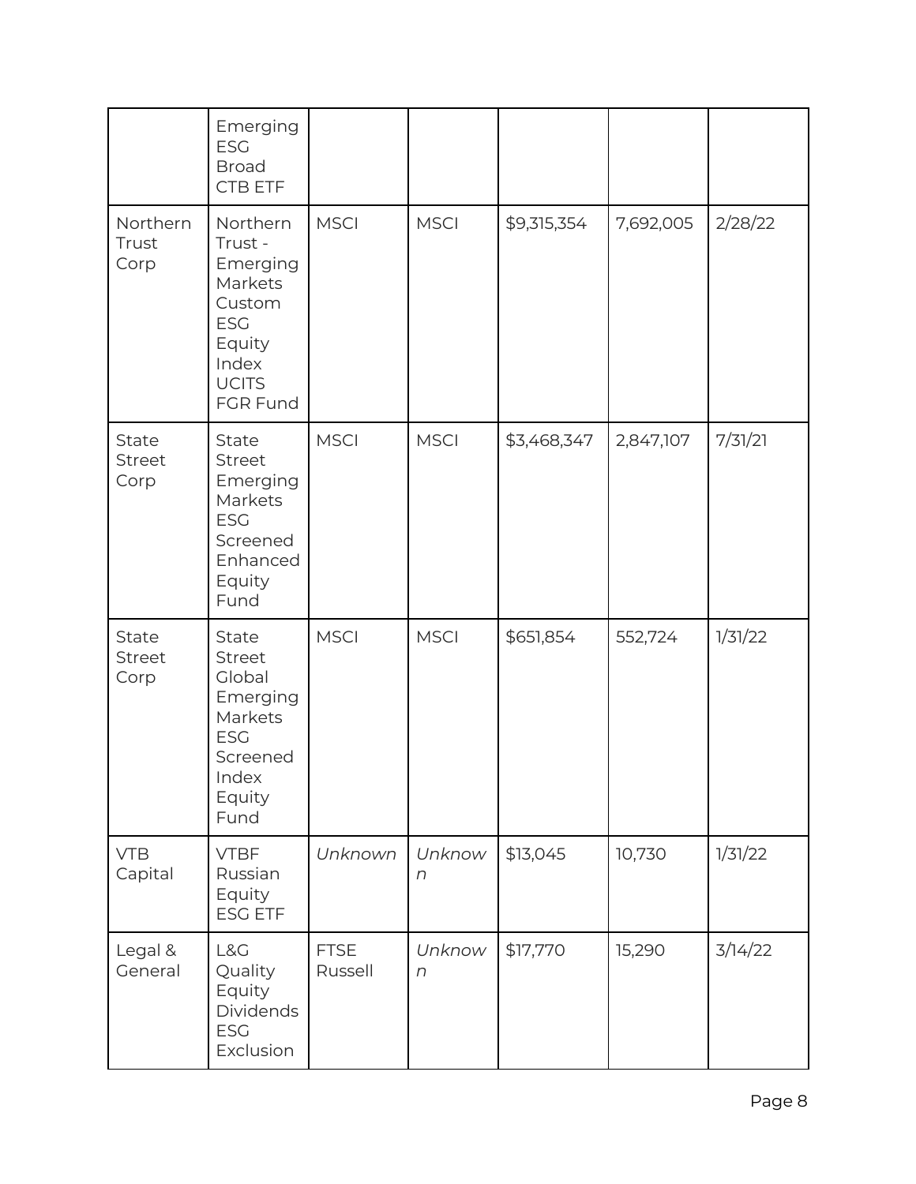| | | | | | | |
|---|---|---|---|---|---|---|
| | Emerging ESG Broad CTB ETF | | | | | |
| Northern Trust Corp | Northern Trust - Emerging Markets Custom ESG Equity Index UCITS FGR Fund | MSCI | MSCI | $9,315,354 | 7,692,005 | 2/28/22 |
| State Street Corp | State Street Emerging Markets ESG Screened Enhanced Equity Fund | MSCI | MSCI | $3,468,347 | 2,847,107 | 7/31/21 |
| State Street Corp | State Street Global Emerging Markets ESG Screened Index Equity Fund | MSCI | MSCI | $651,854 | 552,724 | 1/31/22 |
| VTB Capital | VTBF Russian Equity ESG ETF | *Unknown* | *Unknown* | $13,045 | 10,730 | 1/31/22 |
| Legal & General | L&G Quality Equity Dividends ESG Exclusion | FTSE Russell | *Unknown* | $17,770 | 15,290 | 3/14/22 |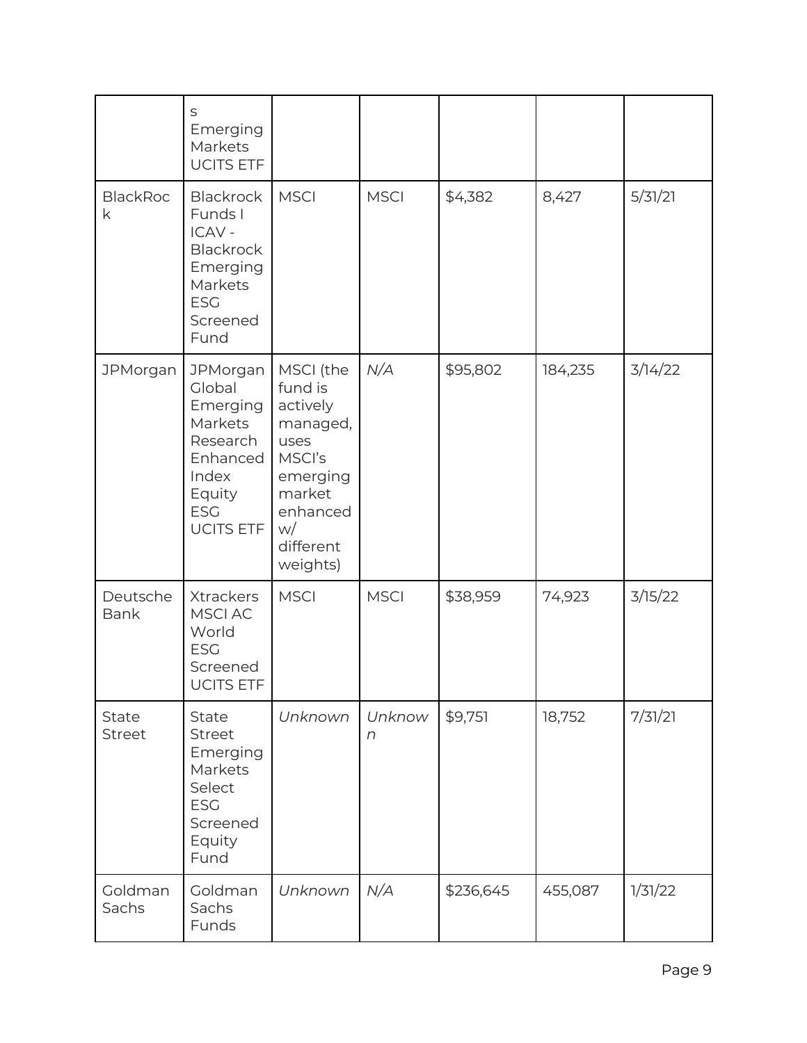| | s Emerging Markets UCITS ETF | | | | | |
|---|---|---|---|---|---|---|
| BlackRock | Blackrock Funds I ICAV - Blackrock Emerging Markets ESG Screened Fund | MSCI | MSCI | $4,382 | 8,427 | 5/31/21 |
| JPMorgan | JPMorgan Global Emerging Markets Research Enhanced Index Equity ESG UCITS ETF | MSCI (the fund is actively managed, uses MSCI's emerging market enhanced w/ different weights) | *N/A* | $95,802 | 184,235 | 3/14/22 |
| Deutsche Bank | Xtrackers MSCI AC World ESG Screened UCITS ETF | MSCI | MSCI | $38,959 | 74,923 | 3/15/22 |
| State Street | State Street Emerging Markets Select ESG Screened Equity Fund | *Unknown* | *Unknown* | $9,751 | 18,752 | 7/31/21 |
| Goldman Sachs | Goldman Sachs Funds | *Unknown* | *N/A* | $236,645 | 455,087 | 1/31/22 |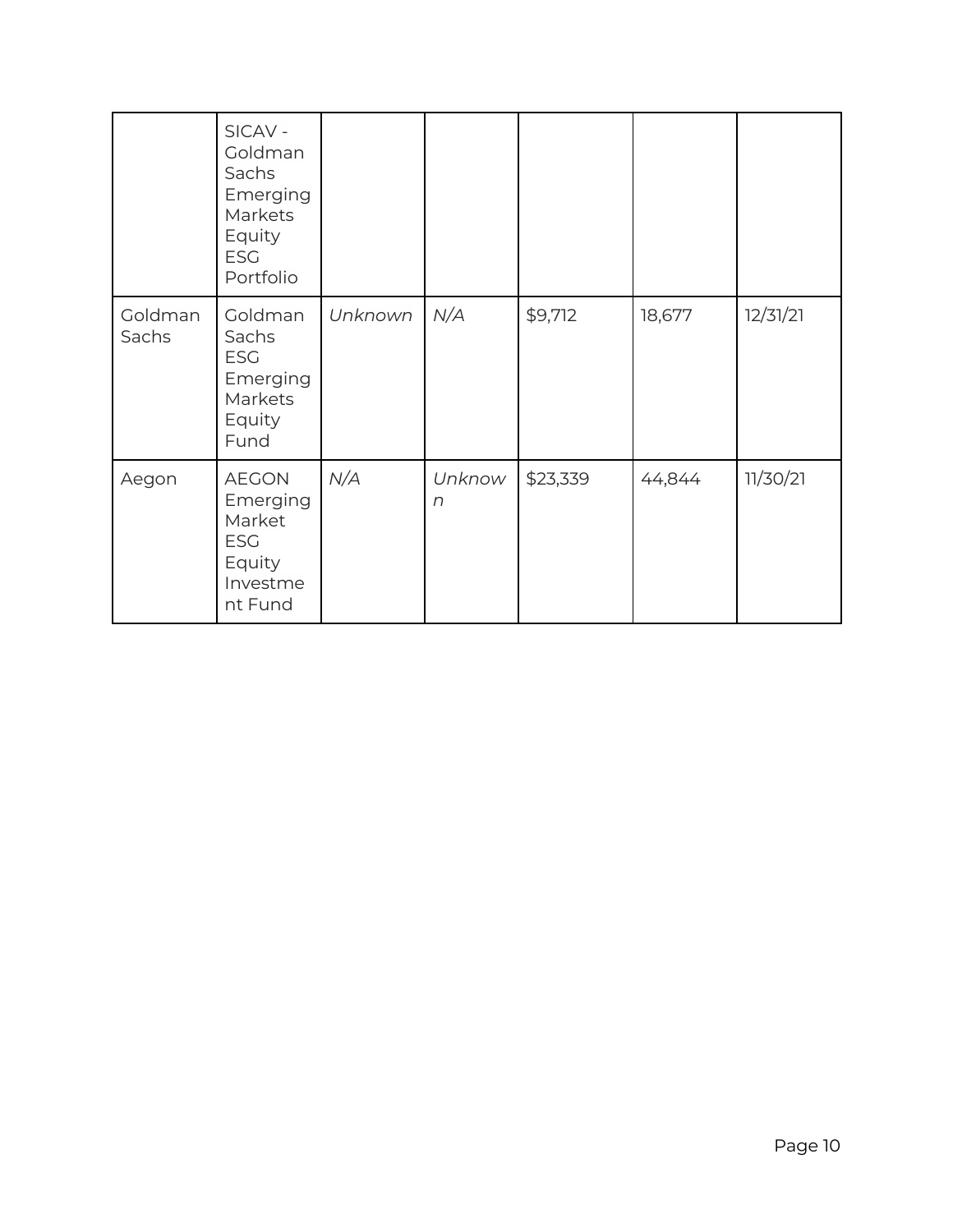| | | | | | | |
|---|---|---|---|---|---|---|
| | SICAV - Goldman Sachs Emerging Markets Equity ESG Portfolio | | | | | |
| Goldman Sachs | Goldman Sachs ESG Emerging Markets Equity Fund | *Unknown* | *N/A* | $9,712 | 18,677 | 12/31/21 |
| Aegon | AEGON Emerging Market ESG Equity Investment Fund | *N/A* | *Unknown* | $23,339 | 44,844 | 11/30/21 |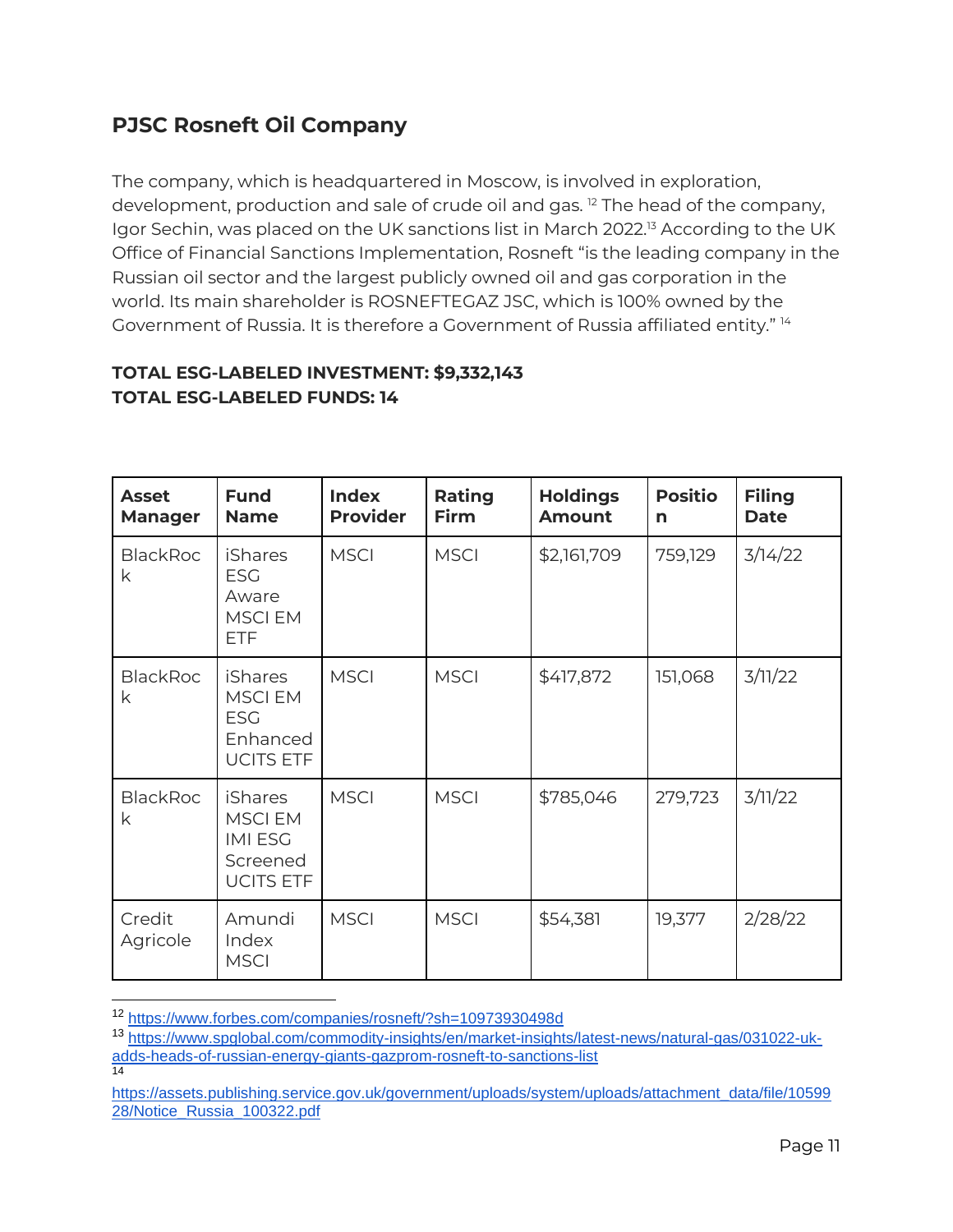## PJSC Rosneft Oil Company

The company, which is headquartered in Moscow, is involved in exploration, development, production and sale of crude oil and gas. [12] The head of the company, Igor Sechin, was placed on the UK sanctions list in March 2022.[13] According to the UK Office of Financial Sanctions Implementation, Rosneft "is the leading company in the Russian oil sector and the largest publicly owned oil and gas corporation in the world. Its main shareholder is ROSNEFTEGAZ JSC, which is 100% owned by the Government of Russia. It is therefore a Government of Russia affiliated entity." [14]

**TOTAL ESG-LABELED INVESTMENT: $9,332,143**
**TOTAL ESG-LABELED FUNDS: 14**

| Asset Manager | Fund Name | Index Provider | Rating Firm | Holdings Amount | Position | Filing Date |
|---|---|---|---|---|---|---|
| BlackRock | iShares ESG Aware MSCI EM ETF | MSCI | MSCI | $2,161,709 | 759,129 | 3/14/22 |
| BlackRock | iShares MSCI EM ESG Enhanced UCITS ETF | MSCI | MSCI | $417,872 | 151,068 | 3/11/22 |
| BlackRock | iShares MSCI EM IMI ESG Screened UCITS ETF | MSCI | MSCI | $785,046 | 279,723 | 3/11/22 |
| Credit Agricole | Amundi Index MSCI | MSCI | MSCI | $54,381 | 19,377 | 2/28/22 |

[12] https://www.forbes.com/companies/rosneft/?sh=10973930498d

[13] https://www.spglobal.com/commodity-insights/en/market-insights/latest-news/natural-gas/031022-uk-adds-heads-of-russian-energy-giants-gazprom-rosneft-to-sanctions-list

[14] https://assets.publishing.service.gov.uk/government/uploads/system/uploads/attachment_data/file/1059928/Notice_Russia_100322.pdf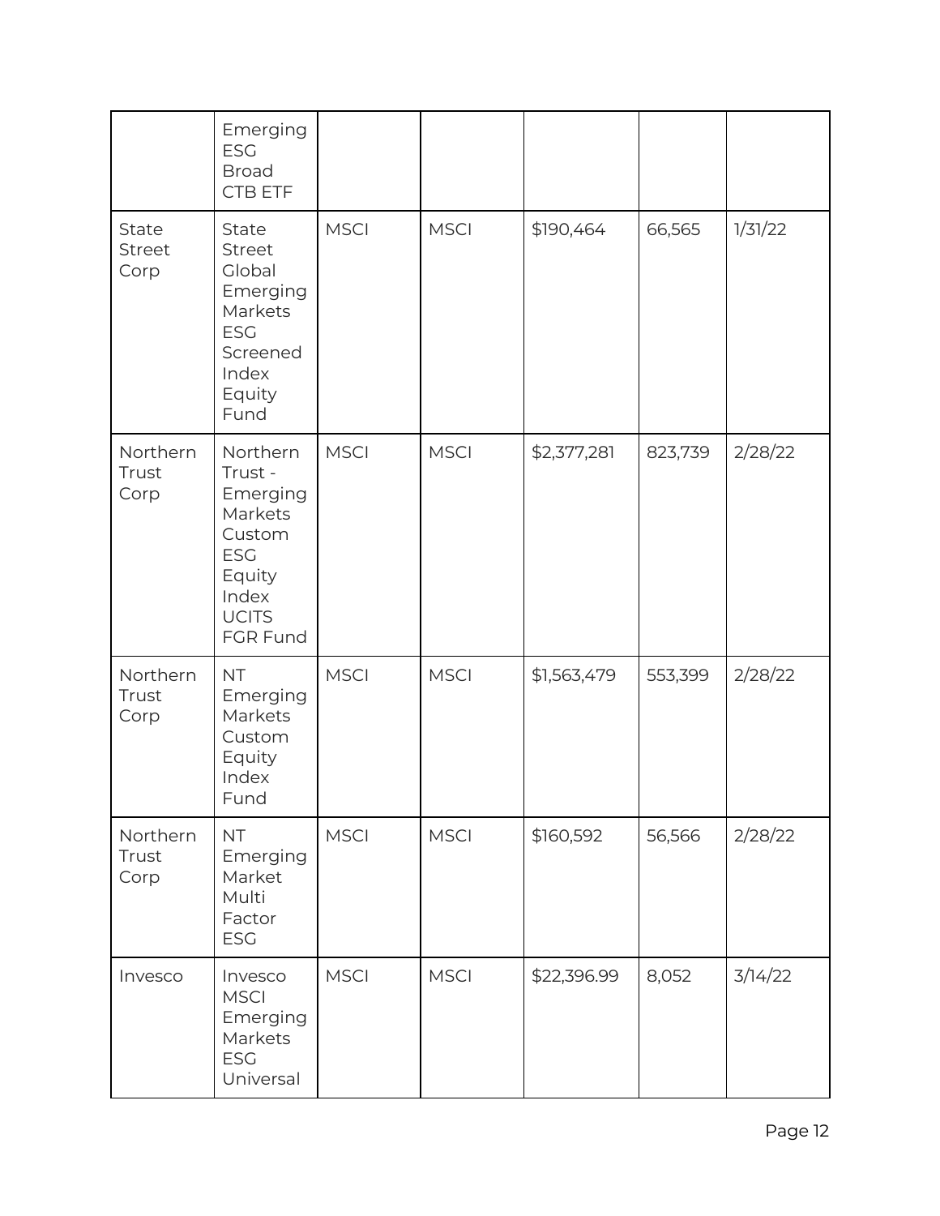| | | | | | | |
|---|---|---|---|---|---|---|
| | Emerging ESG Broad CTB ETF | | | | | |
| State Street Corp | State Street Global Emerging Markets ESG Screened Index Equity Fund | MSCI | MSCI | $190,464 | 66,565 | 1/31/22 |
| Northern Trust Corp | Northern Trust - Emerging Markets Custom ESG Equity Index UCITS FGR Fund | MSCI | MSCI | $2,377,281 | 823,739 | 2/28/22 |
| Northern Trust Corp | NT Emerging Markets Custom Equity Index Fund | MSCI | MSCI | $1,563,479 | 553,399 | 2/28/22 |
| Northern Trust Corp | NT Emerging Market Multi Factor ESG | MSCI | MSCI | $160,592 | 56,566 | 2/28/22 |
| Invesco | Invesco MSCI Emerging Markets ESG Universal | MSCI | MSCI | $22,396.99 | 8,052 | 3/14/22 |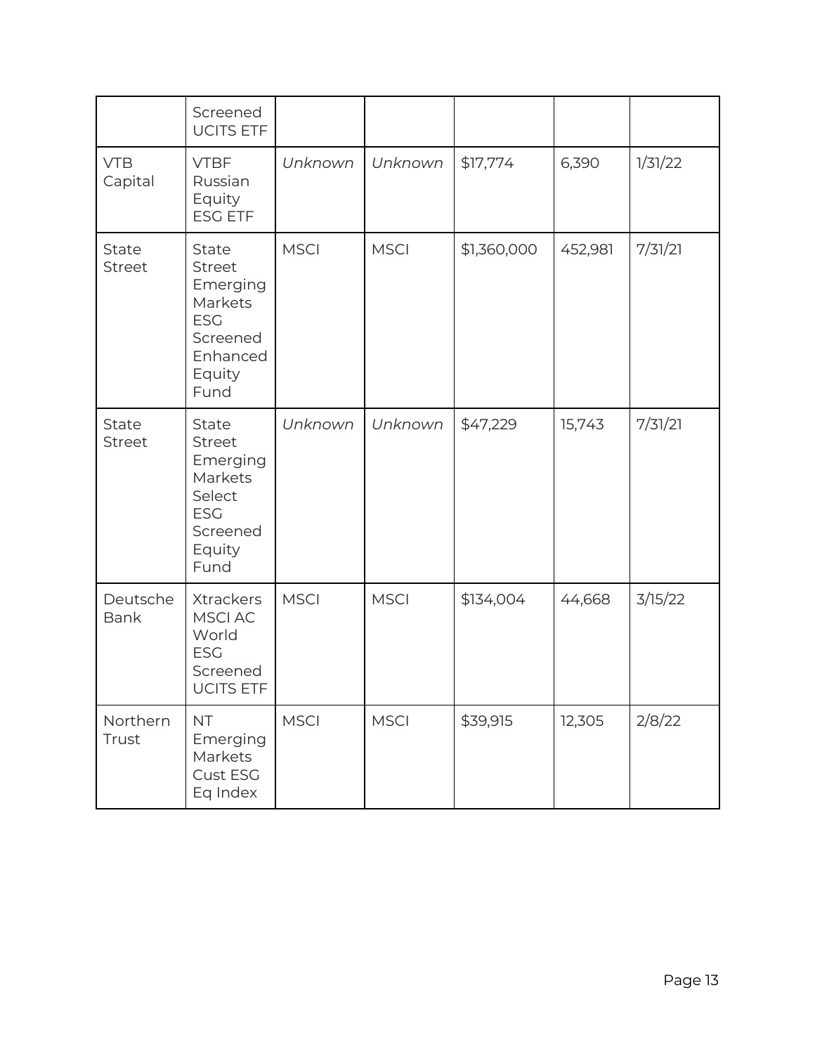| | | | | | | |
|---|---|---|---|---|---|---|
| | Screened UCITS ETF | | | | | |
| VTB Capital | VTBF Russian Equity ESG ETF | *Unknown* | *Unknown* | $17,774 | 6,390 | 1/31/22 |
| State Street | State Street Emerging Markets ESG Screened Enhanced Equity Fund | MSCI | MSCI | $1,360,000 | 452,981 | 7/31/21 |
| State Street | State Street Emerging Markets Select ESG Screened Equity Fund | *Unknown* | *Unknown* | $47,229 | 15,743 | 7/31/21 |
| Deutsche Bank | Xtrackers MSCI AC World ESG Screened UCITS ETF | MSCI | MSCI | $134,004 | 44,668 | 3/15/22 |
| Northern Trust | NT Emerging Markets Cust ESG Eq Index | MSCI | MSCI | $39,915 | 12,305 | 2/8/22 |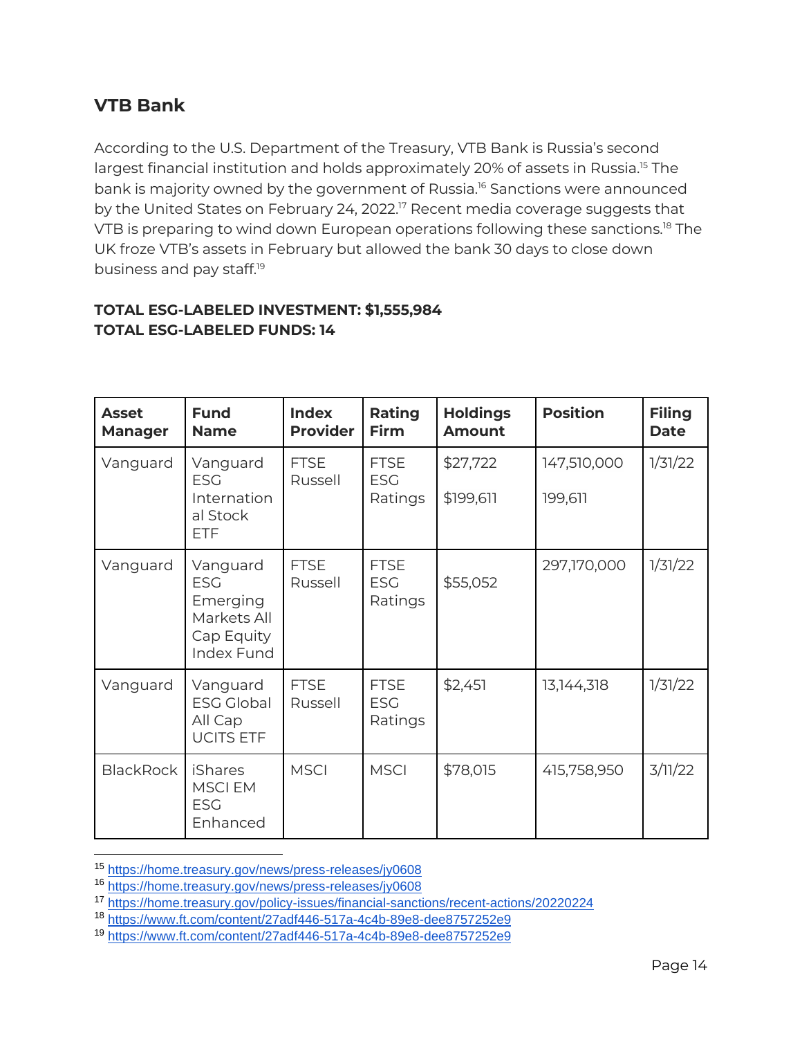## VTB Bank

According to the U.S. Department of the Treasury, VTB Bank is Russia's second largest financial institution and holds approximately 20% of assets in Russia.[15] The bank is majority owned by the government of Russia.[16] Sanctions were announced by the United States on February 24, 2022.[17] Recent media coverage suggests that VTB is preparing to wind down European operations following these sanctions.[18] The UK froze VTB's assets in February but allowed the bank 30 days to close down business and pay staff.[19]

**TOTAL ESG-LABELED INVESTMENT: $1,555,984**
**TOTAL ESG-LABELED FUNDS: 14**

| Asset Manager | Fund Name | Index Provider | Rating Firm | Holdings Amount | Position | Filing Date |
|---|---|---|---|---|---|---|
| Vanguard | Vanguard ESG International Stock ETF | FTSE Russell | FTSE ESG Ratings | $27,722<br>$199,611 | 147,510,000<br>199,611 | 1/31/22 |
| Vanguard | Vanguard ESG Emerging Markets All Cap Equity Index Fund | FTSE Russell | FTSE ESG Ratings | $55,052 | 297,170,000 | 1/31/22 |
| Vanguard | Vanguard ESG Global All Cap UCITS ETF | FTSE Russell | FTSE ESG Ratings | $2,451 | 13,144,318 | 1/31/22 |
| BlackRock | iShares MSCI EM ESG Enhanced | MSCI | MSCI | $78,015 | 415,758,950 | 3/11/22 |

[15] https://home.treasury.gov/news/press-releases/jy0608
[16] https://home.treasury.gov/news/press-releases/jy0608
[17] https://home.treasury.gov/policy-issues/financial-sanctions/recent-actions/20220224
[18] https://www.ft.com/content/27adf446-517a-4c4b-89e8-dee8757252e9
[19] https://www.ft.com/content/27adf446-517a-4c4b-89e8-dee8757252e9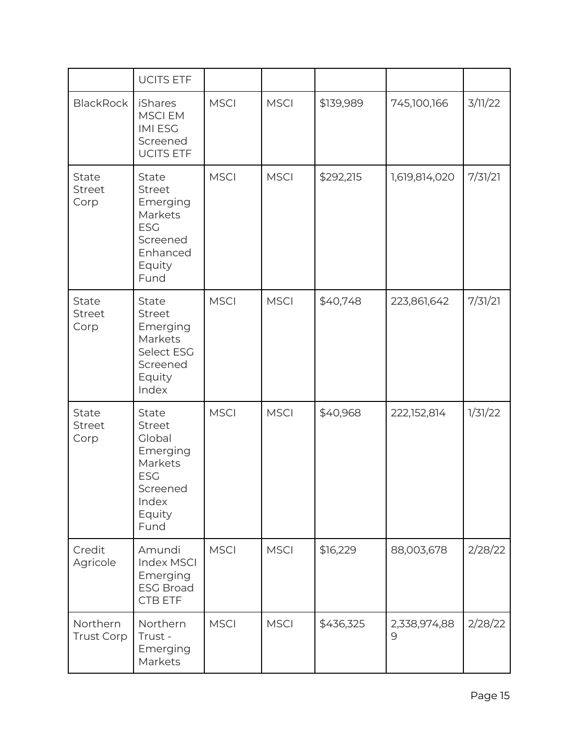| | UCITS ETF | | | | | |
|---|---|---|---|---|---|---|
| BlackRock | iShares MSCI EM IMI ESG Screened UCITS ETF | MSCI | MSCI | $139,989 | 745,100,166 | 3/11/22 |
| State Street Corp | State Street Emerging Markets ESG Screened Enhanced Equity Fund | MSCI | MSCI | $292,215 | 1,619,814,020 | 7/31/21 |
| State Street Corp | State Street Emerging Markets Select ESG Screened Equity Index | MSCI | MSCI | $40,748 | 223,861,642 | 7/31/21 |
| State Street Corp | State Street Global Emerging Markets ESG Screened Index Equity Fund | MSCI | MSCI | $40,968 | 222,152,814 | 1/31/22 |
| Credit Agricole | Amundi Index MSCI Emerging ESG Broad CTB ETF | MSCI | MSCI | $16,229 | 88,003,678 | 2/28/22 |
| Northern Trust Corp | Northern Trust - Emerging Markets | MSCI | MSCI | $436,325 | 2,338,974,889 | 2/28/22 |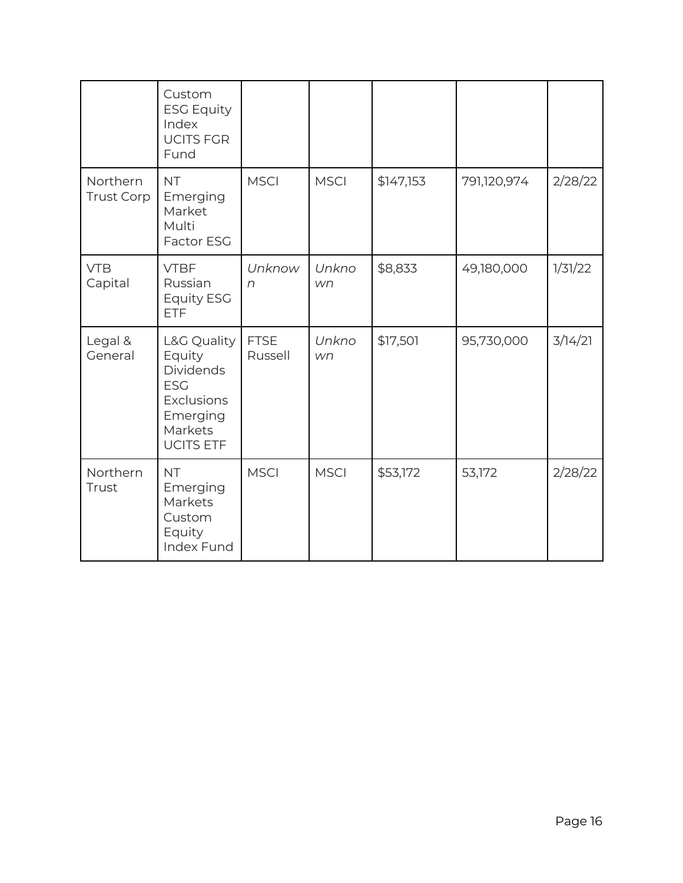| | | | | | | |
|---|---|---|---|---|---|---|
| | Custom ESG Equity Index UCITS FGR Fund | | | | | |
| Northern Trust Corp | NT Emerging Market Multi Factor ESG | MSCI | MSCI | $147,153 | 791,120,974 | 2/28/22 |
| VTB Capital | VTBF Russian Equity ESG ETF | *Unknown* | *Unknown* | $8,833 | 49,180,000 | 1/31/22 |
| Legal & General | L&G Quality Equity Dividends ESG Exclusions Emerging Markets UCITS ETF | FTSE Russell | *Unknown* | $17,501 | 95,730,000 | 3/14/21 |
| Northern Trust | NT Emerging Markets Custom Equity Index Fund | MSCI | MSCI | $53,172 | 53,172 | 2/28/22 |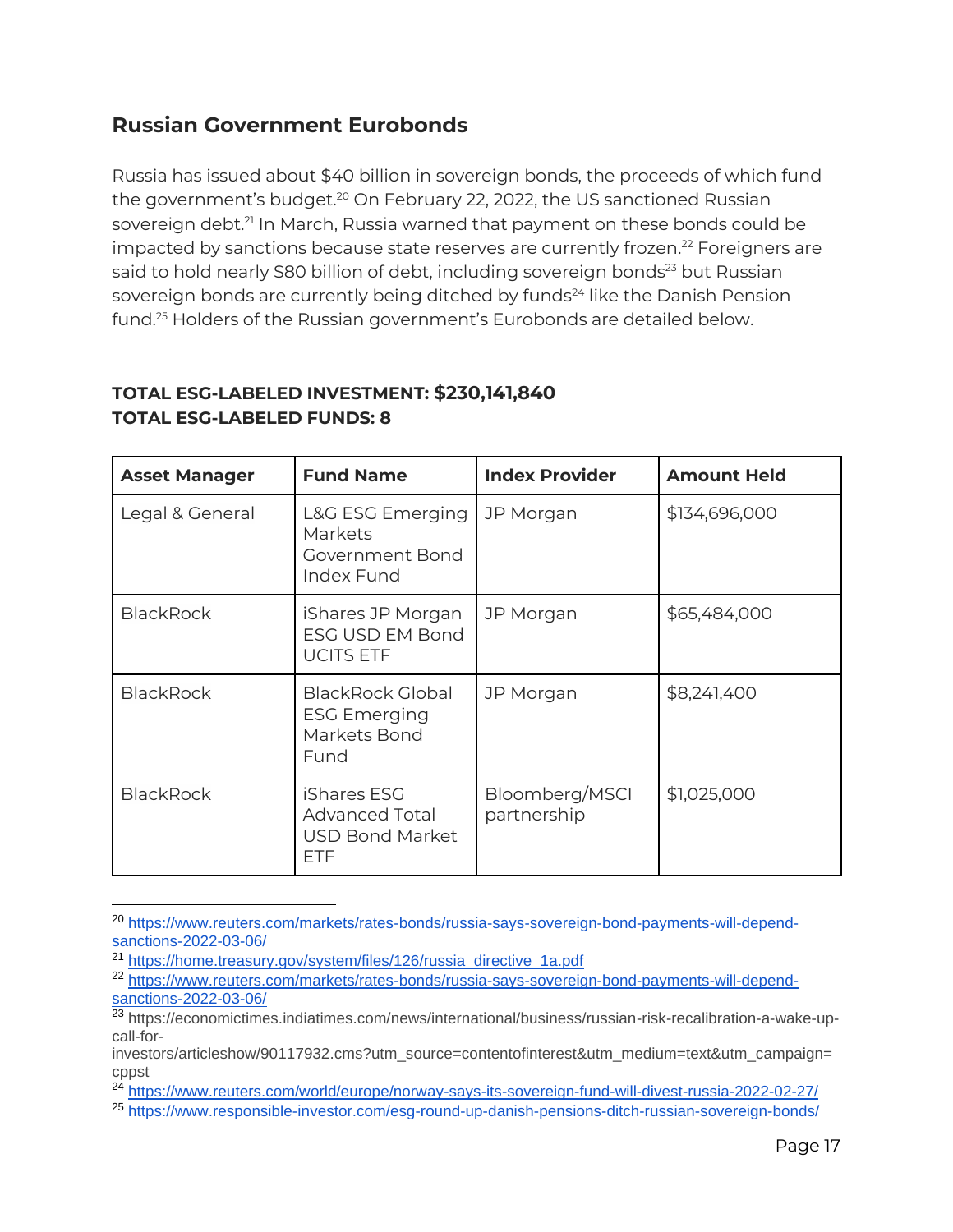## Russian Government Eurobonds

Russia has issued about $40 billion in sovereign bonds, the proceeds of which fund the government's budget.[20] On February 22, 2022, the US sanctioned Russian sovereign debt.[21] In March, Russia warned that payment on these bonds could be impacted by sanctions because state reserves are currently frozen.[22] Foreigners are said to hold nearly $80 billion of debt, including sovereign bonds[23] but Russian sovereign bonds are currently being ditched by funds[24] like the Danish Pension fund.[25] Holders of the Russian government's Eurobonds are detailed below.

**TOTAL ESG-LABELED INVESTMENT: $230,141,840**
**TOTAL ESG-LABELED FUNDS: 8**

| Asset Manager | Fund Name | Index Provider | Amount Held |
|---|---|---|---|
| Legal & General | L&G ESG Emerging Markets Government Bond Index Fund | JP Morgan | $134,696,000 |
| BlackRock | iShares JP Morgan ESG USD EM Bond UCITS ETF | JP Morgan | $65,484,000 |
| BlackRock | BlackRock Global ESG Emerging Markets Bond Fund | JP Morgan | $8,241,400 |
| BlackRock | iShares ESG Advanced Total USD Bond Market ETF | Bloomberg/MSCI partnership | $1,025,000 |

---

[20] https://www.reuters.com/markets/rates-bonds/russia-says-sovereign-bond-payments-will-depend-sanctions-2022-03-06/

[21] https://home.treasury.gov/system/files/126/russia_directive_1a.pdf

[22] https://www.reuters.com/markets/rates-bonds/russia-says-sovereign-bond-payments-will-depend-sanctions-2022-03-06/

[23] https://economictimes.indiatimes.com/news/international/business/russian-risk-recalibration-a-wake-up-call-for-investors/articleshow/90117932.cms?utm_source=contentofinterest&utm_medium=text&utm_campaign=cppst

[24] https://www.reuters.com/world/europe/norway-says-its-sovereign-fund-will-divest-russia-2022-02-27/

[25] https://www.responsible-investor.com/esg-round-up-danish-pensions-ditch-russian-sovereign-bonds/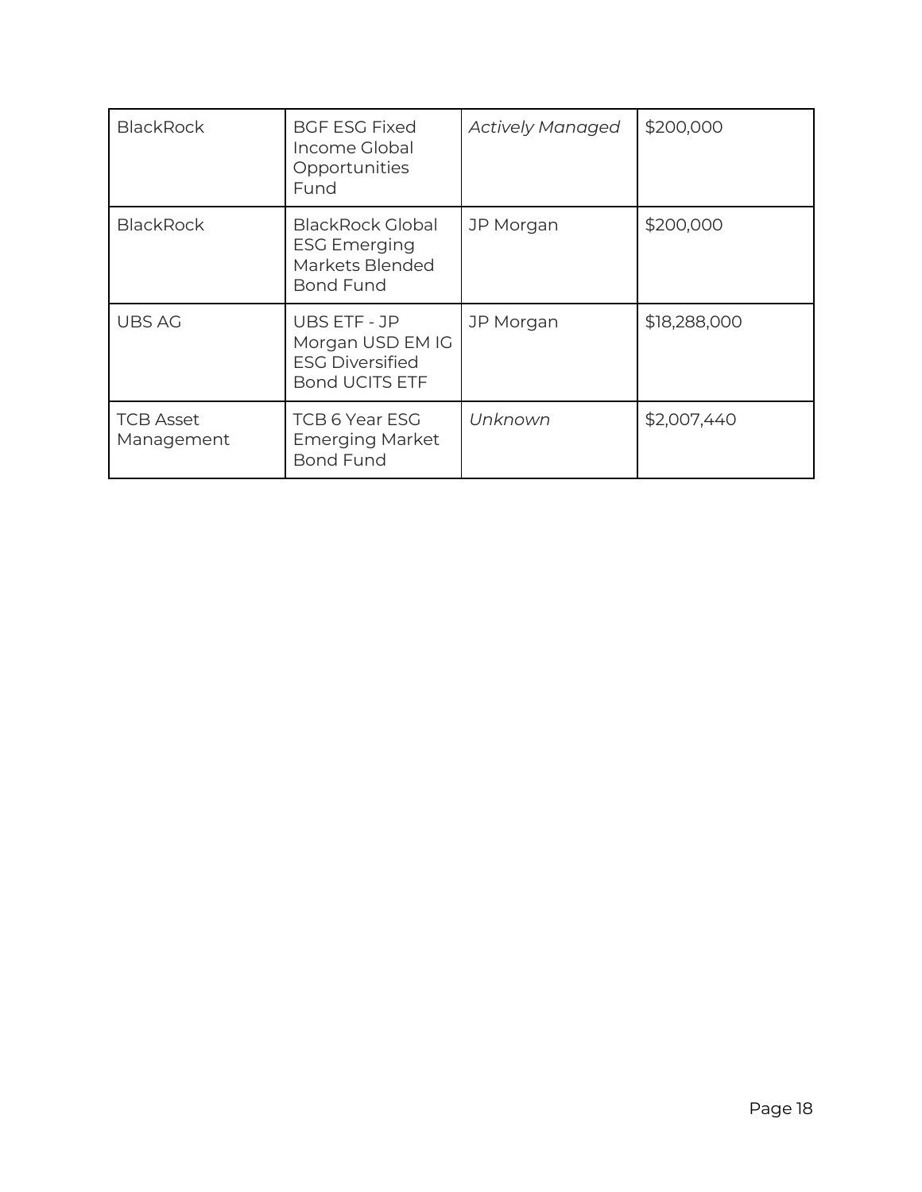| | | | |
|---|---|---|---|
| BlackRock | BGF ESG Fixed Income Global Opportunities Fund | *Actively Managed* | $200,000 |
| BlackRock | BlackRock Global ESG Emerging Markets Blended Bond Fund | JP Morgan | $200,000 |
| UBS AG | UBS ETF - JP Morgan USD EM IG ESG Diversified Bond UCITS ETF | JP Morgan | $18,288,000 |
| TCB Asset Management | TCB 6 Year ESG Emerging Market Bond Fund | *Unknown* | $2,007,440 |